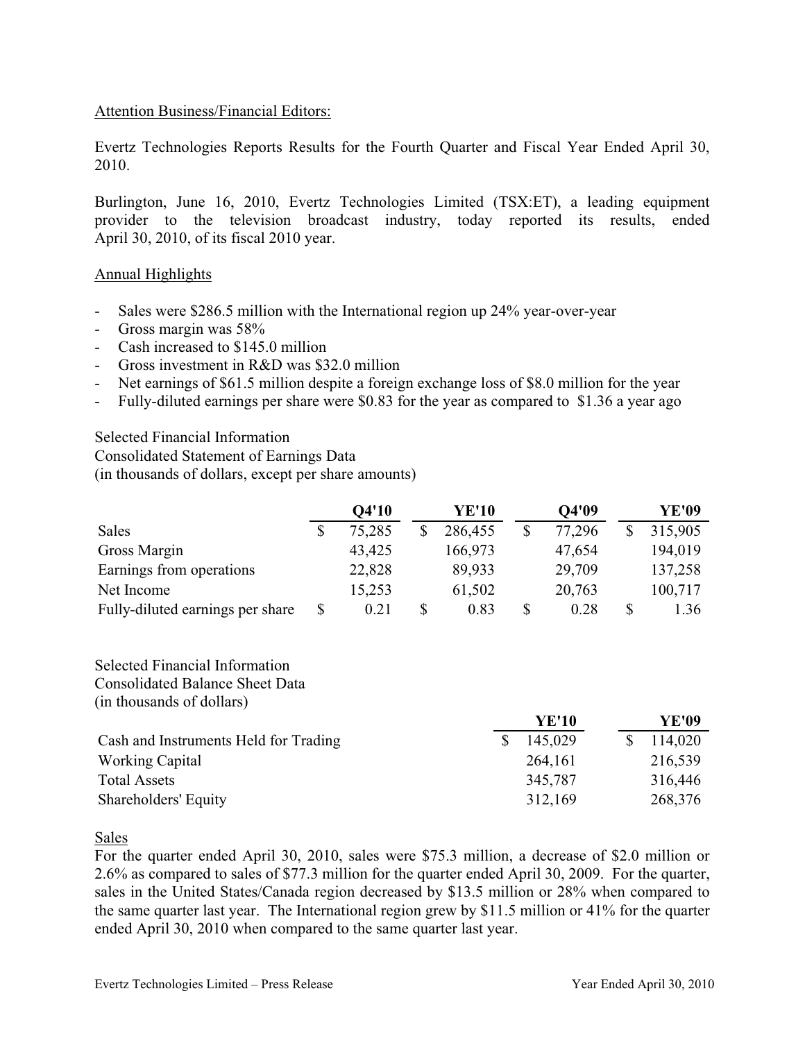Attention Business/Financial Editors:

Evertz Technologies Reports Results for the Fourth Quarter and Fiscal Year Ended April 30, 2010.

Burlington, June 16, 2010, Evertz Technologies Limited (TSX:ET), a leading equipment provider to the television broadcast industry, today reported its results, ended April 30, 2010, of its fiscal 2010 year.

## Annual Highlights

- Sales were $286.5 million with the International region up 24% year-over-year
- Gross margin was 58%
- Cash increased to $145.0 million
- Gross investment in R&D was $32.0 million
- Net earnings of $61.5 million despite a foreign exchange loss of $8.0 million for the year
- Fully-diluted earnings per share were $0.83 for the year as compared to $1.36 a year ago

Selected Financial Information
Consolidated Statement of Earnings Data
(in thousands of dollars, except per share amounts)

| | Q4'10 | YE'10 | Q4'09 | YE'09 |
|---|---|---|---|---|
| Sales | $ 75,285 | $ 286,455 | $ 77,296 | $ 315,905 |
| Gross Margin | 43,425 | 166,973 | 47,654 | 194,019 |
| Earnings from operations | 22,828 | 89,933 | 29,709 | 137,258 |
| Net Income | 15,253 | 61,502 | 20,763 | 100,717 |
| Fully-diluted earnings per share | $ 0.21 | $ 0.83 | $ 0.28 | $ 1.36 |

Selected Financial Information
Consolidated Balance Sheet Data
(in thousands of dollars)

| | YE'10 | YE'09 |
|---|---|---|
| Cash and Instruments Held for Trading | $ 145,029 | $ 114,020 |
| Working Capital | 264,161 | 216,539 |
| Total Assets | 345,787 | 316,446 |
| Shareholders' Equity | 312,169 | 268,376 |

## Sales

For the quarter ended April 30, 2010, sales were $75.3 million, a decrease of $2.0 million or 2.6% as compared to sales of $77.3 million for the quarter ended April 30, 2009. For the quarter, sales in the United States/Canada region decreased by $13.5 million or 28% when compared to the same quarter last year. The International region grew by $11.5 million or 41% for the quarter ended April 30, 2010 when compared to the same quarter last year.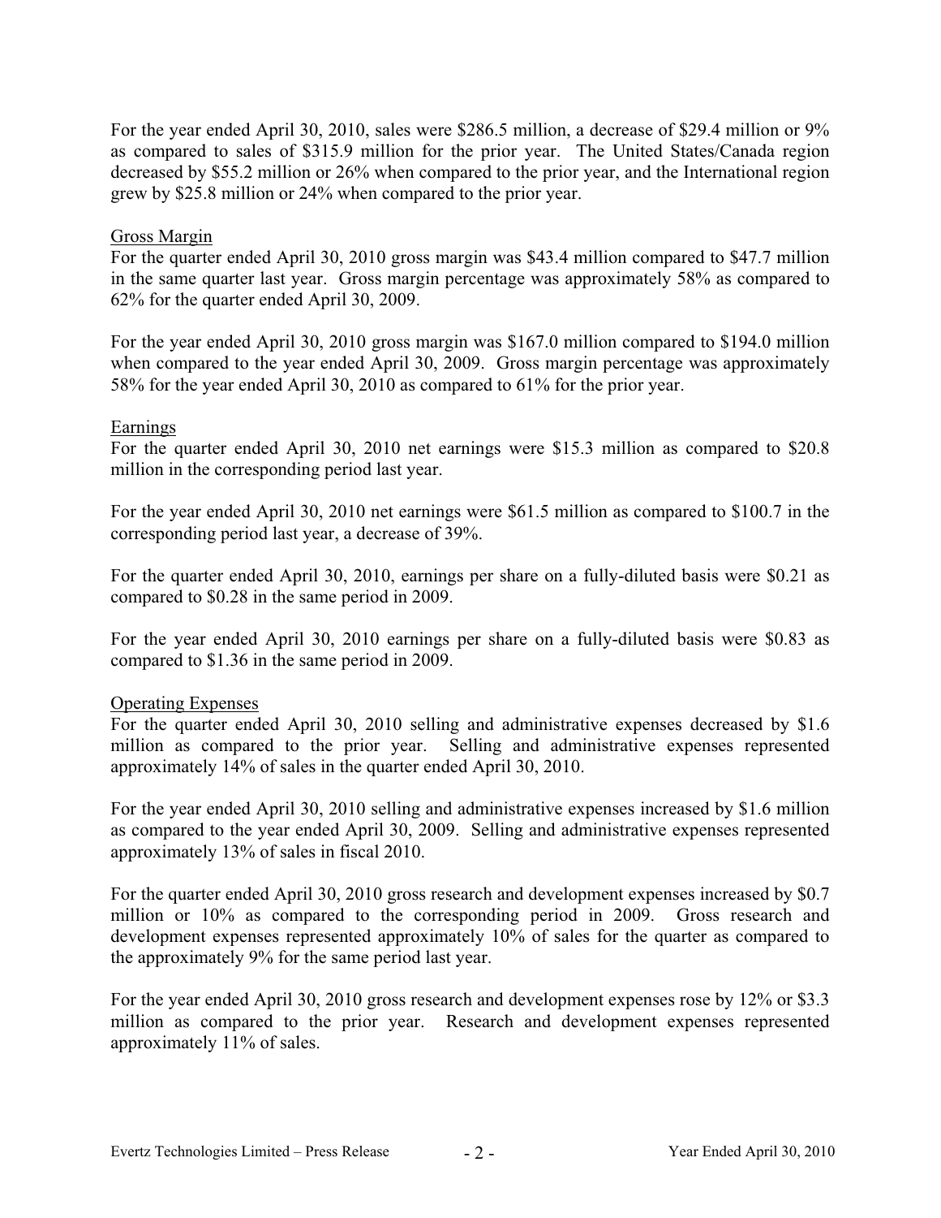For the year ended April 30, 2010, sales were $286.5 million, a decrease of $29.4 million or 9% as compared to sales of $315.9 million for the prior year. The United States/Canada region decreased by $55.2 million or 26% when compared to the prior year, and the International region grew by $25.8 million or 24% when compared to the prior year.

## Gross Margin

For the quarter ended April 30, 2010 gross margin was $43.4 million compared to $47.7 million in the same quarter last year. Gross margin percentage was approximately 58% as compared to 62% for the quarter ended April 30, 2009.

For the year ended April 30, 2010 gross margin was $167.0 million compared to $194.0 million when compared to the year ended April 30, 2009. Gross margin percentage was approximately 58% for the year ended April 30, 2010 as compared to 61% for the prior year.

## Earnings

For the quarter ended April 30, 2010 net earnings were $15.3 million as compared to $20.8 million in the corresponding period last year.

For the year ended April 30, 2010 net earnings were $61.5 million as compared to $100.7 in the corresponding period last year, a decrease of 39%.

For the quarter ended April 30, 2010, earnings per share on a fully-diluted basis were $0.21 as compared to $0.28 in the same period in 2009.

For the year ended April 30, 2010 earnings per share on a fully-diluted basis were $0.83 as compared to $1.36 in the same period in 2009.

## Operating Expenses

For the quarter ended April 30, 2010 selling and administrative expenses decreased by $1.6 million as compared to the prior year. Selling and administrative expenses represented approximately 14% of sales in the quarter ended April 30, 2010.

For the year ended April 30, 2010 selling and administrative expenses increased by $1.6 million as compared to the year ended April 30, 2009. Selling and administrative expenses represented approximately 13% of sales in fiscal 2010.

For the quarter ended April 30, 2010 gross research and development expenses increased by $0.7 million or 10% as compared to the corresponding period in 2009. Gross research and development expenses represented approximately 10% of sales for the quarter as compared to the approximately 9% for the same period last year.

For the year ended April 30, 2010 gross research and development expenses rose by 12% or $3.3 million as compared to the prior year. Research and development expenses represented approximately 11% of sales.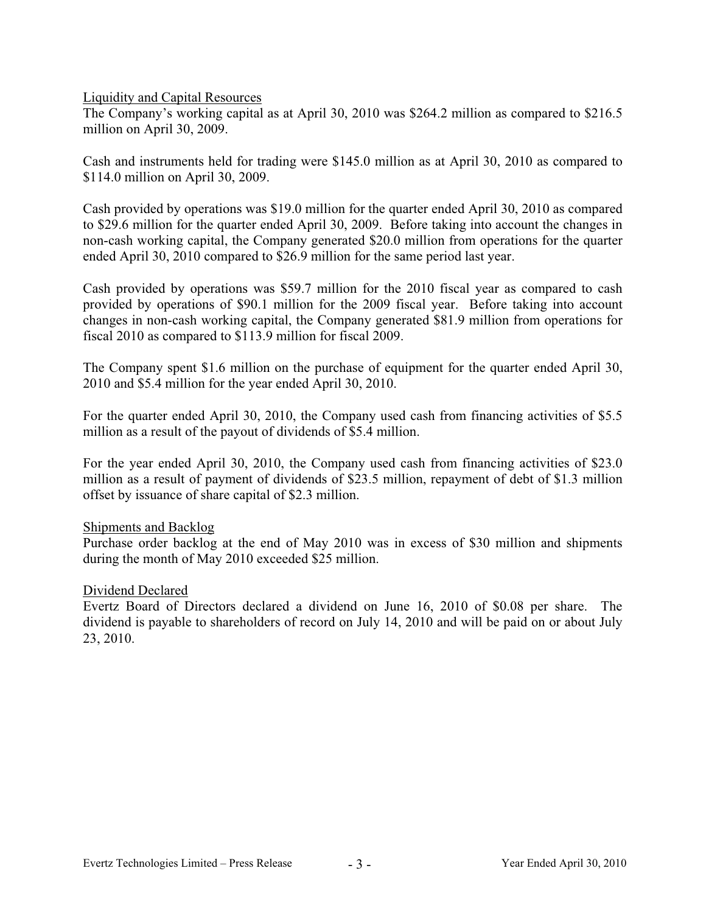## Liquidity and Capital Resources

The Company's working capital as at April 30, 2010 was $264.2 million as compared to $216.5 million on April 30, 2009.

Cash and instruments held for trading were $145.0 million as at April 30, 2010 as compared to $114.0 million on April 30, 2009.

Cash provided by operations was $19.0 million for the quarter ended April 30, 2010 as compared to $29.6 million for the quarter ended April 30, 2009. Before taking into account the changes in non-cash working capital, the Company generated $20.0 million from operations for the quarter ended April 30, 2010 compared to $26.9 million for the same period last year.

Cash provided by operations was $59.7 million for the 2010 fiscal year as compared to cash provided by operations of $90.1 million for the 2009 fiscal year. Before taking into account changes in non-cash working capital, the Company generated $81.9 million from operations for fiscal 2010 as compared to $113.9 million for fiscal 2009.

The Company spent $1.6 million on the purchase of equipment for the quarter ended April 30, 2010 and $5.4 million for the year ended April 30, 2010.

For the quarter ended April 30, 2010, the Company used cash from financing activities of $5.5 million as a result of the payout of dividends of $5.4 million.

For the year ended April 30, 2010, the Company used cash from financing activities of $23.0 million as a result of payment of dividends of $23.5 million, repayment of debt of $1.3 million offset by issuance of share capital of $2.3 million.

## Shipments and Backlog

Purchase order backlog at the end of May 2010 was in excess of $30 million and shipments during the month of May 2010 exceeded $25 million.

## Dividend Declared

Evertz Board of Directors declared a dividend on June 16, 2010 of $0.08 per share. The dividend is payable to shareholders of record on July 14, 2010 and will be paid on or about July 23, 2010.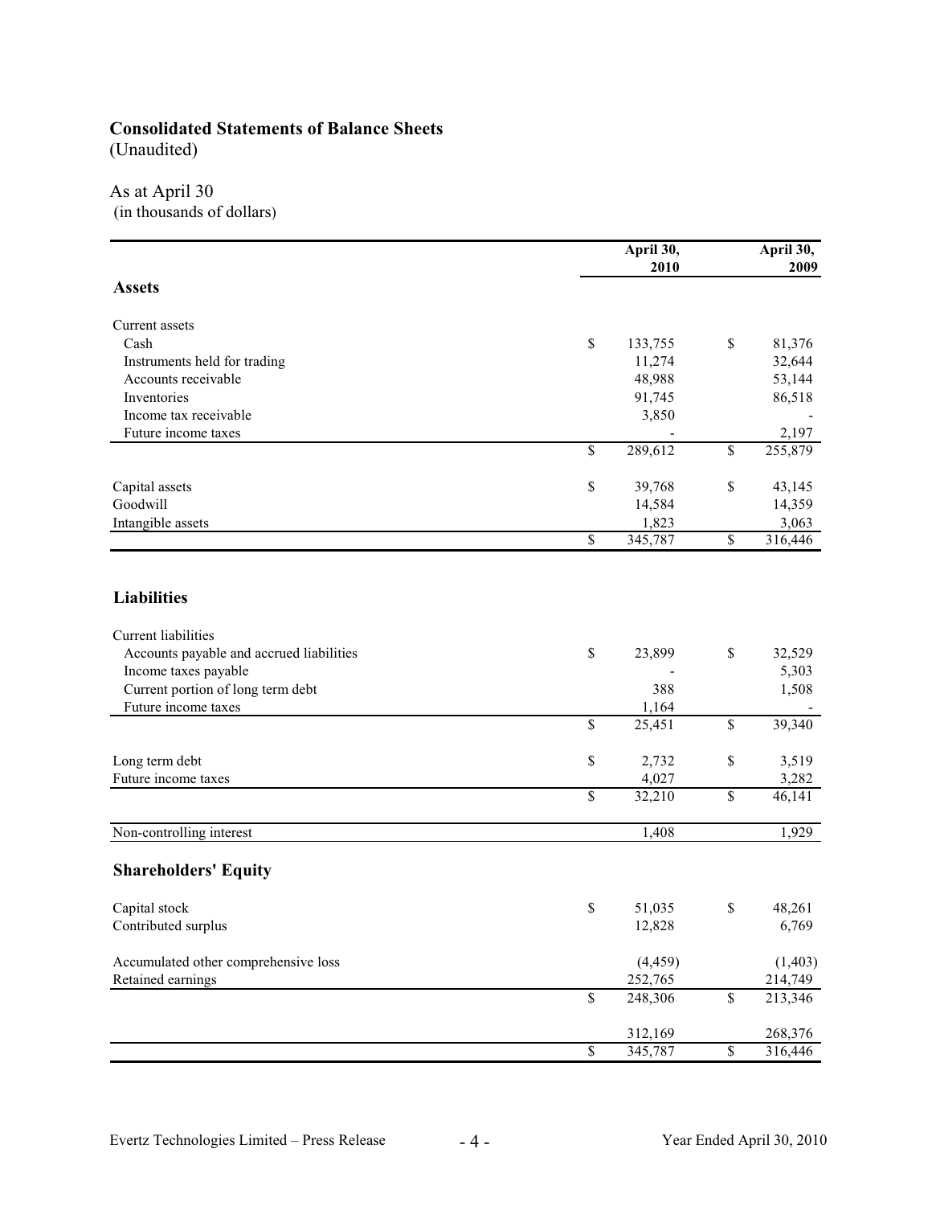# Consolidated Statements of Balance Sheets
(Unaudited)

As at April 30
(in thousands of dollars)

| | April 30, 2010 | April 30, 2009 |
|---|---|---|
| **Assets** | | |
| Current assets | | |
| Cash | $ 133,755 | $ 81,376 |
| Instruments held for trading | 11,274 | 32,644 |
| Accounts receivable | 48,988 | 53,144 |
| Inventories | 91,745 | 86,518 |
| Income tax receivable | 3,850 | - |
| Future income taxes | - | 2,197 |
| | $ 289,612 | $ 255,879 |
| Capital assets | $ 39,768 | $ 43,145 |
| Goodwill | 14,584 | 14,359 |
| Intangible assets | 1,823 | 3,063 |
| | $ 345,787 | $ 316,446 |
| **Liabilities** | | |
| Current liabilities | | |
| Accounts payable and accrued liabilities | $ 23,899 | $ 32,529 |
| Income taxes payable | - | 5,303 |
| Current portion of long term debt | 388 | 1,508 |
| Future income taxes | 1,164 | - |
| | $ 25,451 | $ 39,340 |
| Long term debt | $ 2,732 | $ 3,519 |
| Future income taxes | 4,027 | 3,282 |
| | $ 32,210 | $ 46,141 |
| Non-controlling interest | 1,408 | 1,929 |
| **Shareholders' Equity** | | |
| Capital stock | $ 51,035 | $ 48,261 |
| Contributed surplus | 12,828 | 6,769 |
| Accumulated other comprehensive loss | (4,459) | (1,403) |
| Retained earnings | 252,765 | 214,749 |
| | $ 248,306 | $ 213,346 |
| | 312,169 | 268,376 |
| | $ 345,787 | $ 316,446 |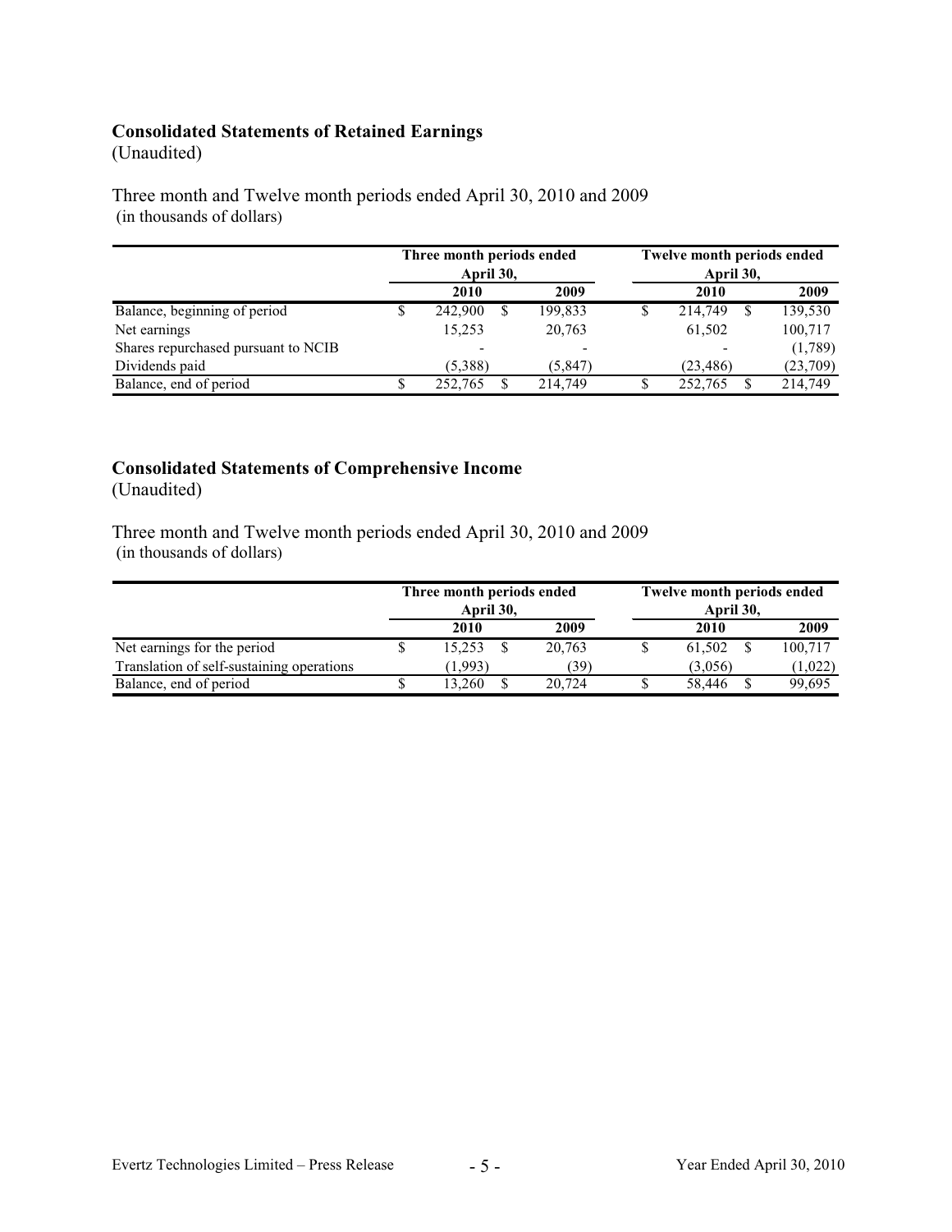## Consolidated Statements of Retained Earnings

(Unaudited)

Three month and Twelve month periods ended April 30, 2010 and 2009
(in thousands of dollars)

| | Three month periods ended April 30, | | Twelve month periods ended April 30, | |
|---|---|---|---|---|
| | **2010** | **2009** | **2010** | **2009** |
| Balance, beginning of period | $ 242,900 | $ 199,833 | $ 214,749 | $ 139,530 |
| Net earnings | 15,253 | 20,763 | 61,502 | 100,717 |
| Shares repurchased pursuant to NCIB | - | - | - | (1,789) |
| Dividends paid | (5,388) | (5,847) | (23,486) | (23,709) |
| Balance, end of period | $ 252,765 | $ 214,749 | $ 252,765 | $ 214,749 |

## Consolidated Statements of Comprehensive Income

(Unaudited)

Three month and Twelve month periods ended April 30, 2010 and 2009
(in thousands of dollars)

| | Three month periods ended April 30, | | Twelve month periods ended April 30, | |
|---|---|---|---|---|
| | **2010** | **2009** | **2010** | **2009** |
| Net earnings for the period | $ 15,253 | $ 20,763 | $ 61,502 | $ 100,717 |
| Translation of self-sustaining operations | (1,993) | (39) | (3,056) | (1,022) |
| Balance, end of period | $ 13,260 | $ 20,724 | $ 58,446 | $ 99,695 |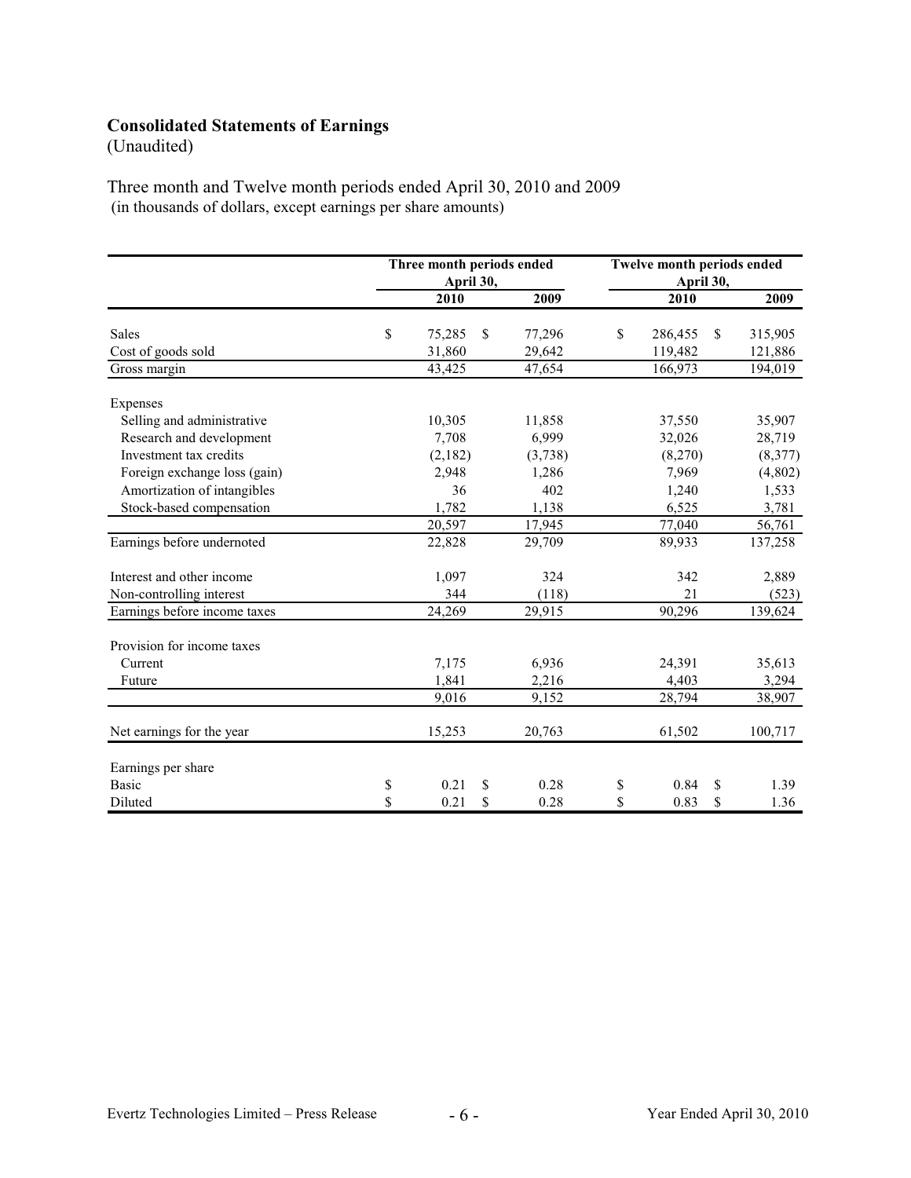## Consolidated Statements of Earnings

(Unaudited)

Three month and Twelve month periods ended April 30, 2010 and 2009
(in thousands of dollars, except earnings per share amounts)

| | Three month periods ended April 30, | | Twelve month periods ended April 30, | |
|---|---|---|---|---|
| | 2010 | 2009 | 2010 | 2009 |
| Sales | $ 75,285 | $ 77,296 | $ 286,455 | $ 315,905 |
| Cost of goods sold | 31,860 | 29,642 | 119,482 | 121,886 |
| Gross margin | 43,425 | 47,654 | 166,973 | 194,019 |
| Expenses | | | | |
| Selling and administrative | 10,305 | 11,858 | 37,550 | 35,907 |
| Research and development | 7,708 | 6,999 | 32,026 | 28,719 |
| Investment tax credits | (2,182) | (3,738) | (8,270) | (8,377) |
| Foreign exchange loss (gain) | 2,948 | 1,286 | 7,969 | (4,802) |
| Amortization of intangibles | 36 | 402 | 1,240 | 1,533 |
| Stock-based compensation | 1,782 | 1,138 | 6,525 | 3,781 |
| | 20,597 | 17,945 | 77,040 | 56,761 |
| Earnings before undernoted | 22,828 | 29,709 | 89,933 | 137,258 |
| Interest and other income | 1,097 | 324 | 342 | 2,889 |
| Non-controlling interest | 344 | (118) | 21 | (523) |
| Earnings before income taxes | 24,269 | 29,915 | 90,296 | 139,624 |
| Provision for income taxes | | | | |
| Current | 7,175 | 6,936 | 24,391 | 35,613 |
| Future | 1,841 | 2,216 | 4,403 | 3,294 |
| | 9,016 | 9,152 | 28,794 | 38,907 |
| Net earnings for the year | 15,253 | 20,763 | 61,502 | 100,717 |
| Earnings per share | | | | |
| Basic | $ 0.21 | $ 0.28 | $ 0.84 | $ 1.39 |
| Diluted | $ 0.21 | $ 0.28 | $ 0.83 | $ 1.36 |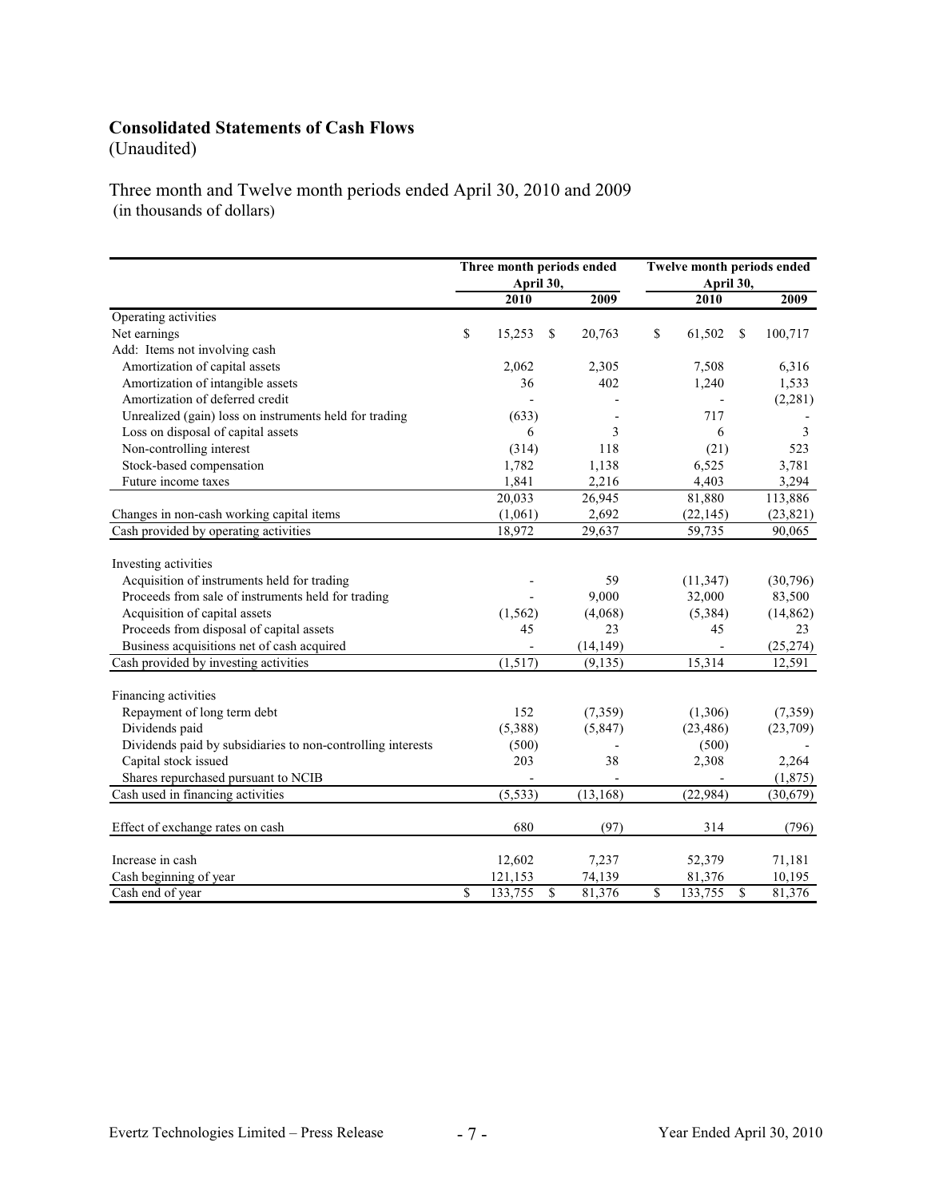## Consolidated Statements of Cash Flows

(Unaudited)

Three month and Twelve month periods ended April 30, 2010 and 2009
(in thousands of dollars)

| | Three month periods ended April 30, | | Twelve month periods ended April 30, | |
|---|---|---|---|---|
| | 2010 | 2009 | 2010 | 2009 |
| Operating activities | | | | |
| Net earnings | $ 15,253 | $ 20,763 | $ 61,502 | $ 100,717 |
| Add: Items not involving cash | | | | |
| Amortization of capital assets | 2,062 | 2,305 | 7,508 | 6,316 |
| Amortization of intangible assets | 36 | 402 | 1,240 | 1,533 |
| Amortization of deferred credit | - | - | - | (2,281) |
| Unrealized (gain) loss on instruments held for trading | (633) | - | 717 | - |
| Loss on disposal of capital assets | 6 | 3 | 6 | 3 |
| Non-controlling interest | (314) | 118 | (21) | 523 |
| Stock-based compensation | 1,782 | 1,138 | 6,525 | 3,781 |
| Future income taxes | 1,841 | 2,216 | 4,403 | 3,294 |
| | 20,033 | 26,945 | 81,880 | 113,886 |
| Changes in non-cash working capital items | (1,061) | 2,692 | (22,145) | (23,821) |
| Cash provided by operating activities | 18,972 | 29,637 | 59,735 | 90,065 |
| Investing activities | | | | |
| Acquisition of instruments held for trading | - | 59 | (11,347) | (30,796) |
| Proceeds from sale of instruments held for trading | - | 9,000 | 32,000 | 83,500 |
| Acquisition of capital assets | (1,562) | (4,068) | (5,384) | (14,862) |
| Proceeds from disposal of capital assets | 45 | 23 | 45 | 23 |
| Business acquisitions net of cash acquired | - | (14,149) | - | (25,274) |
| Cash provided by investing activities | (1,517) | (9,135) | 15,314 | 12,591 |
| Financing activities | | | | |
| Repayment of long term debt | 152 | (7,359) | (1,306) | (7,359) |
| Dividends paid | (5,388) | (5,847) | (23,486) | (23,709) |
| Dividends paid by subsidiaries to non-controlling interests | (500) | - | (500) | - |
| Capital stock issued | 203 | 38 | 2,308 | 2,264 |
| Shares repurchased pursuant to NCIB | - | - | - | (1,875) |
| Cash used in financing activities | (5,533) | (13,168) | (22,984) | (30,679) |
| Effect of exchange rates on cash | 680 | (97) | 314 | (796) |
| Increase in cash | 12,602 | 7,237 | 52,379 | 71,181 |
| Cash beginning of year | 121,153 | 74,139 | 81,376 | 10,195 |
| Cash end of year | $ 133,755 | $ 81,376 | $ 133,755 | $ 81,376 |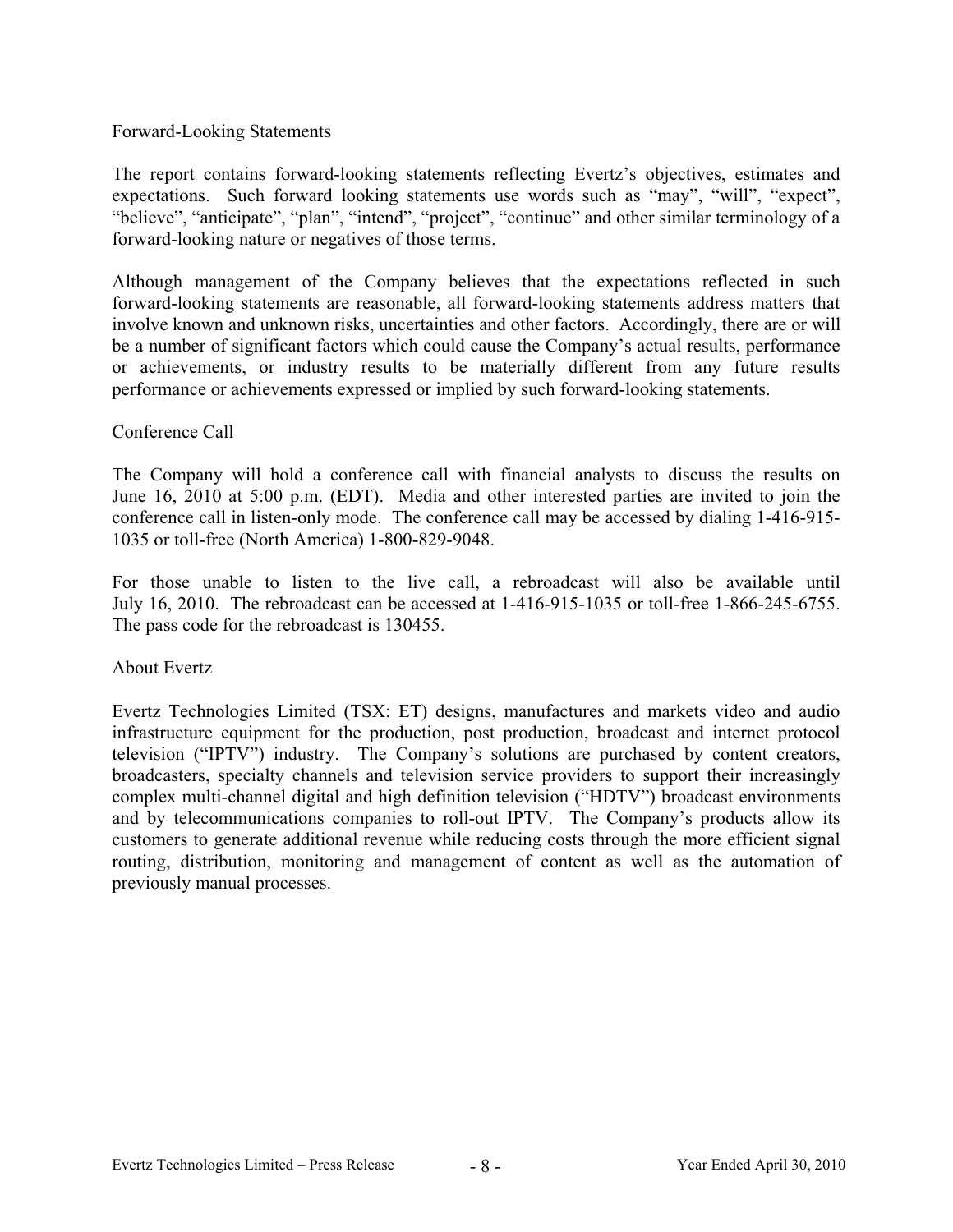## Forward-Looking Statements

The report contains forward-looking statements reflecting Evertz's objectives, estimates and expectations. Such forward looking statements use words such as "may", "will", "expect", "believe", "anticipate", "plan", "intend", "project", "continue" and other similar terminology of a forward-looking nature or negatives of those terms.

Although management of the Company believes that the expectations reflected in such forward-looking statements are reasonable, all forward-looking statements address matters that involve known and unknown risks, uncertainties and other factors. Accordingly, there are or will be a number of significant factors which could cause the Company's actual results, performance or achievements, or industry results to be materially different from any future results performance or achievements expressed or implied by such forward-looking statements.

## Conference Call

The Company will hold a conference call with financial analysts to discuss the results on June 16, 2010 at 5:00 p.m. (EDT). Media and other interested parties are invited to join the conference call in listen-only mode. The conference call may be accessed by dialing 1-416-915-1035 or toll-free (North America) 1-800-829-9048.

For those unable to listen to the live call, a rebroadcast will also be available until July 16, 2010. The rebroadcast can be accessed at 1-416-915-1035 or toll-free 1-866-245-6755. The pass code for the rebroadcast is 130455.

## About Evertz

Evertz Technologies Limited (TSX: ET) designs, manufactures and markets video and audio infrastructure equipment for the production, post production, broadcast and internet protocol television ("IPTV") industry. The Company's solutions are purchased by content creators, broadcasters, specialty channels and television service providers to support their increasingly complex multi-channel digital and high definition television ("HDTV") broadcast environments and by telecommunications companies to roll-out IPTV. The Company's products allow its customers to generate additional revenue while reducing costs through the more efficient signal routing, distribution, monitoring and management of content as well as the automation of previously manual processes.